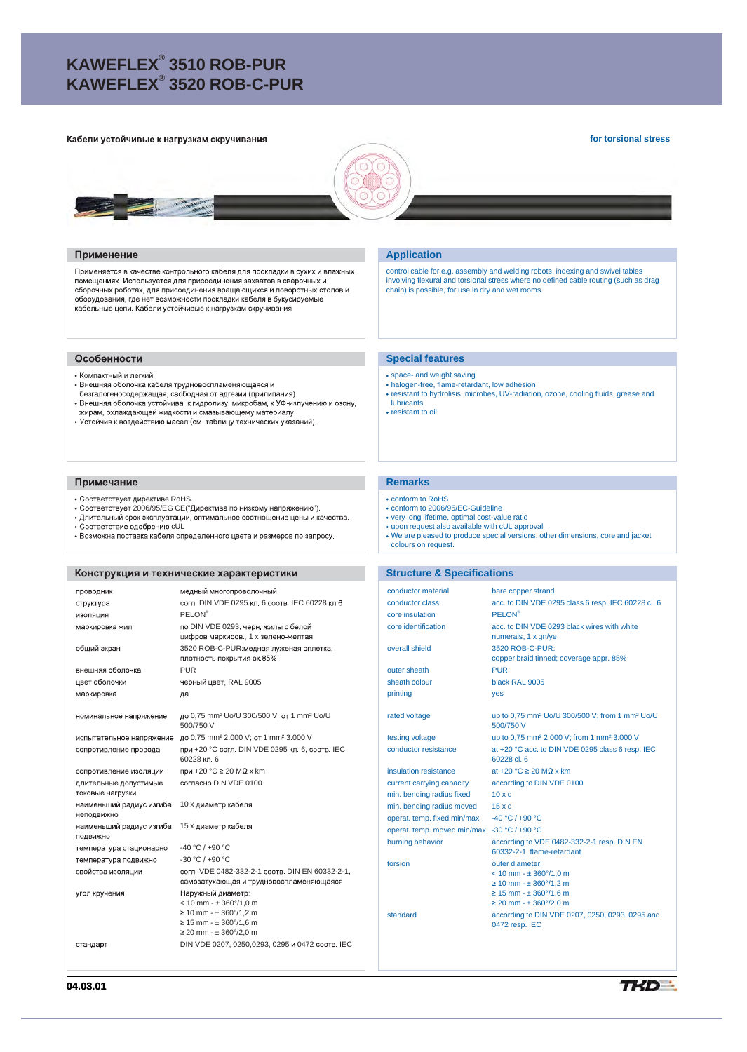# KAWEFLEX® 3510 ROB-PUR
# KAWEFLEX® 3520 ROB-C-PUR

**Кабели устойчивые к нагрузкам скручивания**

**for torsional stress**

## Применение

Применяется в качестве контрольного кабеля для прокладки в сухих и влажных помещениях. Используется для присоединения захватов в сварочных и сборочных роботах, для присоединения вращающихся и поворотных столов и оборудования, где нет возможности прокладки кабеля в буксируемые кабельные цепи. Кабели устойчивые к нагрузкам скручивания

## Application

control cable for e.g. assembly and welding robots, indexing and swivel tables involving flexural and torsional stress where no defined cable routing (such as drag chain) is possible, for use in dry and wet rooms.

## Особенности

- Компактный и легкий.
- Внешняя оболочка кабеля трудновоспламеняющаяся и безгалогеносодержащая, свободная от адгезии (прилипания).
- Внешняя оболочка устойчива к гидролизу, микробам, к УФ-излучению и озону, жирам, охлаждающей жидкости и смазывающему материалу.
- Устойчив к воздействию масел (см. таблицу технических указаний).

## Special features

- space- and weight saving
- halogen-free, flame-retardant, low adhesion
- resistant to hydrolisis, microbes, UV-radiation, ozone, cooling fluids, grease and lubricants
- resistant to oil

## Примечание

- Соответствует директиве RoHS.
- Соответствует 2006/95/EG CE("Директива по низкому напряжению").
- Длительный срок эксплуатации, оптимальное соотношение цены и качества.
- Соответствие одобрению cUL
- Возможна поставка кабеля определенного цвета и размеров по запросу.

## Remarks

- conform to RoHS
- conform to 2006/95/EC-Guideline
- very long lifetime, optimal cost-value ratio
- upon request also available with cUL approval
- We are pleased to produce special versions, other dimensions, core and jacket colours on request.

## Конструкция и технические характеристики

| | |
|---|---|
| проводник | медный многопроволочный |
| структура | согл. DIN VDE 0295 кл. 6 соотв. IEC 60228 кл.6 |
| изоляция | PELON® |
| маркировка жил | по DIN VDE 0293, черн, жилы с белой цифров.маркиров., 1 x зелено-желтая |
| общий экран | 3520 ROB-C-PUR:медная луженая оплетка, плотность покрытия ок.85% |
| внешняя оболочка | PUR |
| цвет оболочки | черный цвет, RAL 9005 |
| маркировка | да |
| номинальное напряжение | до 0,75 mm² Uo/U 300/500 V; от 1 mm² Uo/U 500/750 V |
| испытательное напряжение | до 0,75 mm² 2.000 V; от 1 mm² 3.000 V |
| сопротивление провода | при +20 °C согл. DIN VDE 0295 кл. 6, соотв. IEC 60228 кл. 6 |
| сопротивление изоляции | при +20 °C ≥ 20 MΩ x km |
| длительные допустимые токовые нагрузки | согласно DIN VDE 0100 |
| наименьший радиус изгиба неподвижно | 10 x диаметр кабеля |
| наименьший радиус изгиба подвижно | 15 x диаметр кабеля |
| температура стационарно | -40 °C / +90 °C |
| температура подвижно | -30 °C / +90 °C |
| свойства изоляции | согл. VDE 0482-332-2-1 соотв. DIN EN 60332-2-1, самозатухающая и трудновоспламеняющаяся |
| угол кручения | Наружный диаметр:<br>< 10 mm - ± 360°/1,0 m<br>≥ 10 mm - ± 360°/1,2 m<br>≥ 15 mm - ± 360°/1,6 m<br>≥ 20 mm - ± 360°/2,0 m |
| стандарт | DIN VDE 0207, 0250,0293, 0295 и 0472 соотв. IEC |

## Structure & Specifications

| | |
|---|---|
| conductor material | bare copper strand |
| conductor class | acc. to DIN VDE 0295 class 6 resp. IEC 60228 cl. 6 |
| core insulation | PELON® |
| core identification | acc. to DIN VDE 0293 black wires with white numerals, 1 x gn/ye |
| overall shield | 3520 ROB-C-PUR:<br>copper braid tinned; coverage appr. 85% |
| outer sheath | PUR |
| sheath colour | black RAL 9005 |
| printing | yes |
| rated voltage | up to 0,75 mm² Uo/U 300/500 V; from 1 mm² Uo/U 500/750 V |
| testing voltage | up to 0,75 mm² 2.000 V; from 1 mm² 3.000 V |
| conductor resistance | at +20 °C acc. to DIN VDE 0295 class 6 resp. IEC 60228 cl. 6 |
| insulation resistance | at +20 °C ≥ 20 MΩ x km |
| current carrying capacity | according to DIN VDE 0100 |
| min. bending radius fixed | 10 x d |
| min. bending radius moved | 15 x d |
| operat. temp. fixed min/max | -40 °C / +90 °C |
| operat. temp. moved min/max | -30 °C / +90 °C |
| burning behavior | according to VDE 0482-332-2-1 resp. DIN EN 60332-2-1, flame-retardant |
| torsion | outer diameter:<br>< 10 mm - ± 360°/1,0 m<br>≥ 10 mm - ± 360°/1,2 m<br>≥ 15 mm - ± 360°/1,6 m<br>≥ 20 mm - ± 360°/2,0 m |
| standard | according to DIN VDE 0207, 0250, 0293, 0295 and 0472 resp. IEC |

**04.03.01**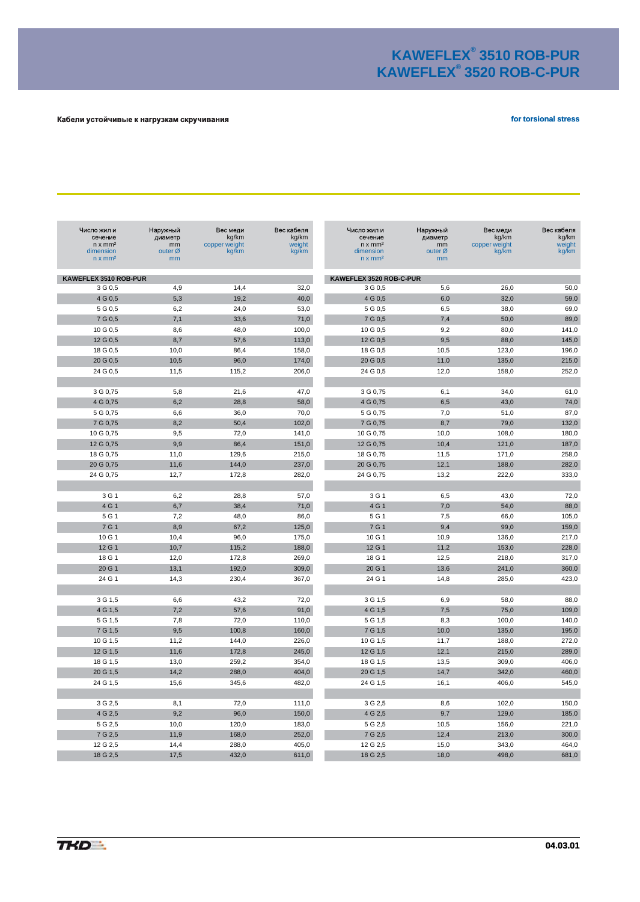# KAWEFLEX® 3510 ROB-PUR
# KAWEFLEX® 3520 ROB-C-PUR

**Кабели устойчивые к нагрузкам скручивания**

**for torsional stress**

| Число жил и сечение n x mm² dimension n x mm² | Наружный диаметр mm outer Ø mm | Вес меди kg/km copper weight kg/km | Вес кабеля kg/km weight kg/km |
|---|---|---|---|
| **KAWEFLEX 3510 ROB-PUR** | | | |
| 3 G 0,5 | 4,9 | 14,4 | 32,0 |
| 4 G 0,5 | 5,3 | 19,2 | 40,0 |
| 5 G 0,5 | 6,2 | 24,0 | 53,0 |
| 7 G 0,5 | 7,1 | 33,6 | 71,0 |
| 10 G 0,5 | 8,6 | 48,0 | 100,0 |
| 12 G 0,5 | 8,7 | 57,6 | 113,0 |
| 18 G 0,5 | 10,0 | 86,4 | 158,0 |
| 20 G 0,5 | 10,5 | 96,0 | 174,0 |
| 24 G 0,5 | 11,5 | 115,2 | 206,0 |
| | | | |
| 3 G 0,75 | 5,8 | 21,6 | 47,0 |
| 4 G 0,75 | 6,2 | 28,8 | 58,0 |
| 5 G 0,75 | 6,6 | 36,0 | 70,0 |
| 7 G 0,75 | 8,2 | 50,4 | 102,0 |
| 10 G 0,75 | 9,5 | 72,0 | 141,0 |
| 12 G 0,75 | 9,9 | 86,4 | 151,0 |
| 18 G 0,75 | 11,0 | 129,6 | 215,0 |
| 20 G 0,75 | 11,6 | 144,0 | 237,0 |
| 24 G 0,75 | 12,7 | 172,8 | 282,0 |
| | | | |
| 3 G 1 | 6,2 | 28,8 | 57,0 |
| 4 G 1 | 6,7 | 38,4 | 71,0 |
| 5 G 1 | 7,2 | 48,0 | 86,0 |
| 7 G 1 | 8,9 | 67,2 | 125,0 |
| 10 G 1 | 10,4 | 96,0 | 175,0 |
| 12 G 1 | 10,7 | 115,2 | 188,0 |
| 18 G 1 | 12,0 | 172,8 | 269,0 |
| 20 G 1 | 13,1 | 192,0 | 309,0 |
| 24 G 1 | 14,3 | 230,4 | 367,0 |
| | | | |
| 3 G 1,5 | 6,6 | 43,2 | 72,0 |
| 4 G 1,5 | 7,2 | 57,6 | 91,0 |
| 5 G 1,5 | 7,8 | 72,0 | 110,0 |
| 7 G 1,5 | 9,5 | 100,8 | 160,0 |
| 10 G 1,5 | 11,2 | 144,0 | 226,0 |
| 12 G 1,5 | 11,6 | 172,8 | 245,0 |
| 18 G 1,5 | 13,0 | 259,2 | 354,0 |
| 20 G 1,5 | 14,2 | 288,0 | 404,0 |
| 24 G 1,5 | 15,6 | 345,6 | 482,0 |
| | | | |
| 3 G 2,5 | 8,1 | 72,0 | 111,0 |
| 4 G 2,5 | 9,2 | 96,0 | 150,0 |
| 5 G 2,5 | 10,0 | 120,0 | 183,0 |
| 7 G 2,5 | 11,9 | 168,0 | 252,0 |
| 12 G 2,5 | 14,4 | 288,0 | 405,0 |
| 18 G 2,5 | 17,5 | 432,0 | 611,0 |

| Число жил и сечение n x mm² dimension n x mm² | Наружный диаметр mm outer Ø mm | Вес меди kg/km copper weight kg/km | Вес кабеля kg/km weight kg/km |
|---|---|---|---|
| **KAWEFLEX 3520 ROB-C-PUR** | | | |
| 3 G 0,5 | 5,6 | 26,0 | 50,0 |
| 4 G 0,5 | 6,0 | 32,0 | 59,0 |
| 5 G 0,5 | 6,5 | 38,0 | 69,0 |
| 7 G 0,5 | 7,4 | 50,0 | 89,0 |
| 10 G 0,5 | 9,2 | 80,0 | 141,0 |
| 12 G 0,5 | 9,5 | 88,0 | 145,0 |
| 18 G 0,5 | 10,5 | 123,0 | 196,0 |
| 20 G 0,5 | 11,0 | 135,0 | 215,0 |
| 24 G 0,5 | 12,0 | 158,0 | 252,0 |
| | | | |
| 3 G 0,75 | 6,1 | 34,0 | 61,0 |
| 4 G 0,75 | 6,5 | 43,0 | 74,0 |
| 5 G 0,75 | 7,0 | 51,0 | 87,0 |
| 7 G 0,75 | 8,7 | 79,0 | 132,0 |
| 10 G 0,75 | 10,0 | 108,0 | 180,0 |
| 12 G 0,75 | 10,4 | 121,0 | 187,0 |
| 18 G 0,75 | 11,5 | 171,0 | 258,0 |
| 20 G 0,75 | 12,1 | 188,0 | 282,0 |
| 24 G 0,75 | 13,2 | 222,0 | 333,0 |
| | | | |
| 3 G 1 | 6,5 | 43,0 | 72,0 |
| 4 G 1 | 7,0 | 54,0 | 88,0 |
| 5 G 1 | 7,5 | 66,0 | 105,0 |
| 7 G 1 | 9,4 | 99,0 | 159,0 |
| 10 G 1 | 10,9 | 136,0 | 217,0 |
| 12 G 1 | 11,2 | 153,0 | 228,0 |
| 18 G 1 | 12,5 | 218,0 | 317,0 |
| 20 G 1 | 13,6 | 241,0 | 360,0 |
| 24 G 1 | 14,8 | 285,0 | 423,0 |
| | | | |
| 3 G 1,5 | 6,9 | 58,0 | 88,0 |
| 4 G 1,5 | 7,5 | 75,0 | 109,0 |
| 5 G 1,5 | 8,3 | 100,0 | 140,0 |
| 7 G 1,5 | 10,0 | 135,0 | 195,0 |
| 10 G 1,5 | 11,7 | 188,0 | 272,0 |
| 12 G 1,5 | 12,1 | 215,0 | 289,0 |
| 18 G 1,5 | 13,5 | 309,0 | 406,0 |
| 20 G 1,5 | 14,7 | 342,0 | 460,0 |
| 24 G 1,5 | 16,1 | 406,0 | 545,0 |
| | | | |
| 3 G 2,5 | 8,6 | 102,0 | 150,0 |
| 4 G 2,5 | 9,7 | 129,0 | 185,0 |
| 5 G 2,5 | 10,5 | 156,0 | 221,0 |
| 7 G 2,5 | 12,4 | 213,0 | 300,0 |
| 12 G 2,5 | 15,0 | 343,0 | 464,0 |
| 18 G 2,5 | 18,0 | 498,0 | 681,0 |

04.03.01